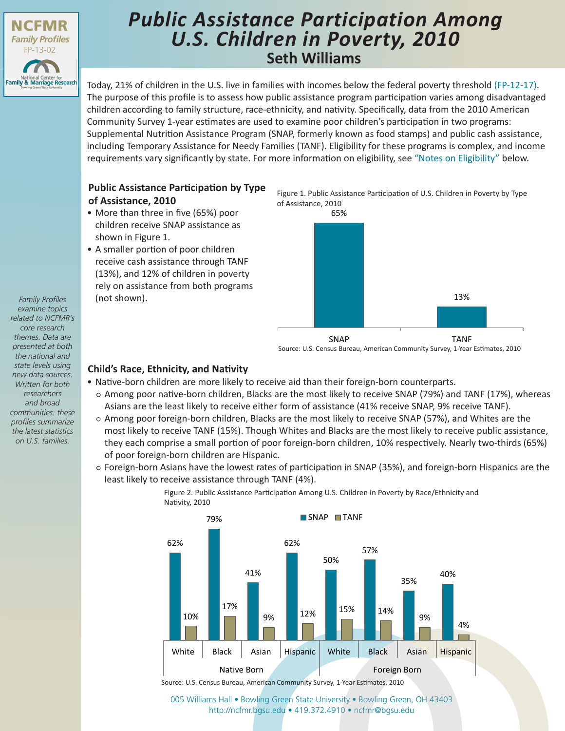NCFMR
*Family Profiles*
FP-13-02

National Center for Family & Marriage Research
Bowling Green State University

# Public Assistance Participation Among U.S. Children in Poverty, 2010

## Seth Williams

Today, 21% of children in the U.S. live in families with incomes below the federal poverty threshold (FP-12-17). The purpose of this profile is to assess how public assistance program participation varies among disadvantaged children according to family structure, race-ethnicity, and nativity. Specifically, data from the 2010 American Community Survey 1-year estimates are used to examine poor children's participation in two programs: Supplemental Nutrition Assistance Program (SNAP, formerly known as food stamps) and public cash assistance, including Temporary Assistance for Needy Families (TANF). Eligibility for these programs is complex, and income requirements vary significantly by state. For more information on eligibility, see "Notes on Eligibility" below.

### Public Assistance Participation by Type of Assistance, 2010

- More than three in five (65%) poor children receive SNAP assistance as shown in Figure 1.
- A smaller portion of poor children receive cash assistance through TANF (13%), and 12% of children in poverty rely on assistance from both programs (not shown).

Figure 1. Public Assistance Participation of U.S. Children in Poverty by Type of Assistance, 2010

| SNAP | TANF |
|---|---|
| 65% | 13% |

Source: U.S. Census Bureau, American Community Survey, 1-Year Estimates, 2010

*Family Profiles examine topics related to NCFMR's core research themes. Data are presented at both the national and state levels using new data sources. Written for both researchers and broad communities, these profiles summarize the latest statistics on U.S. families.*

### Child's Race, Ethnicity, and Nativity

- Native-born children are more likely to receive aid than their foreign-born counterparts.
  - Among poor native-born children, Blacks are the most likely to receive SNAP (79%) and TANF (17%), whereas Asians are the least likely to receive either form of assistance (41% receive SNAP, 9% receive TANF).
  - Among poor foreign-born children, Blacks are the most likely to receive SNAP (57%), and Whites are the most likely to receive TANF (15%). Though Whites and Blacks are the most likely to receive public assistance, they each comprise a small portion of poor foreign-born children, 10% respectively. Nearly two-thirds (65%) of poor foreign-born children are Hispanic.
  - Foreign-born Asians have the lowest rates of participation in SNAP (35%), and foreign-born Hispanics are the least likely to receive assistance through TANF (4%).

Figure 2. Public Assistance Participation Among U.S. Children in Poverty by Race/Ethnicity and Nativity, 2010

| | Native Born | | | | Foreign Born | | | |
|---|---|---|---|---|---|---|---|---|
| | White | Black | Asian | Hispanic | White | Black | Asian | Hispanic |
| SNAP | 62% | 79% | 41% | 62% | 50% | 57% | 35% | 40% |
| TANF | 10% | 17% | 9% | 12% | 15% | 14% | 9% | 4% |

Source: U.S. Census Bureau, American Community Survey, 1-Year Estimates, 2010

005 Williams Hall • Bowling Green State University • Bowling Green, OH 43403
http://ncfmr.bgsu.edu • 419.372.4910 • ncfmr@bgsu.edu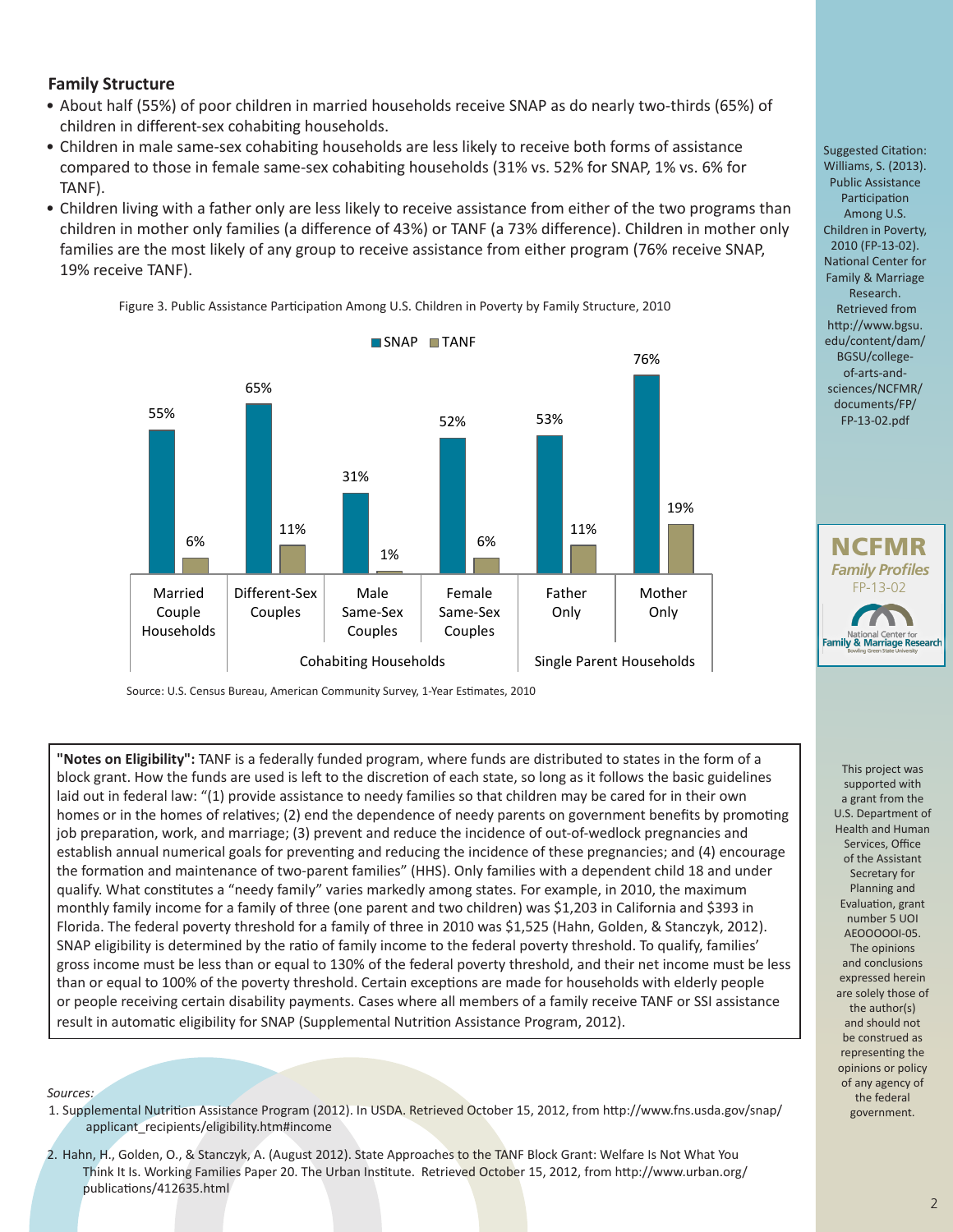## Family Structure

- About half (55%) of poor children in married households receive SNAP as do nearly two-thirds (65%) of children in different-sex cohabiting households.
- Children in male same-sex cohabiting households are less likely to receive both forms of assistance compared to those in female same-sex cohabiting households (31% vs. 52% for SNAP, 1% vs. 6% for TANF).
- Children living with a father only are less likely to receive assistance from either of the two programs than children in mother only families (a difference of 43%) or TANF (a 73% difference). Children in mother only families are the most likely of any group to receive assistance from either program (76% receive SNAP, 19% receive TANF).

Figure 3. Public Assistance Participation Among U.S. Children in Poverty by Family Structure, 2010

SNAP  TANF

Married Couple Households: 55%, 6%
Different-Sex Couples: 65%, 11%
Male Same-Sex Couples: 31%, 1%
Female Same-Sex Couples: 52%, 6%
Father Only: 53%, 11%
Mother Only: 76%, 19%

Cohabiting Households
Single Parent Households

Source: U.S. Census Bureau, American Community Survey, 1-Year Estimates, 2010

**"Notes on Eligibility":** TANF is a federally funded program, where funds are distributed to states in the form of a block grant. How the funds are used is left to the discretion of each state, so long as it follows the basic guidelines laid out in federal law: "(1) provide assistance to needy families so that children may be cared for in their own homes or in the homes of relatives; (2) end the dependence of needy parents on government benefits by promoting job preparation, work, and marriage; (3) prevent and reduce the incidence of out-of-wedlock pregnancies and establish annual numerical goals for preventing and reducing the incidence of these pregnancies; and (4) encourage the formation and maintenance of two-parent families" (HHS). Only families with a dependent child 18 and under qualify. What constitutes a "needy family" varies markedly among states. For example, in 2010, the maximum monthly family income for a family of three (one parent and two children) was $1,203 in California and $393 in Florida. The federal poverty threshold for a family of three in 2010 was $1,525 (Hahn, Golden, & Stanczyk, 2012). SNAP eligibility is determined by the ratio of family income to the federal poverty threshold. To qualify, families' gross income must be less than or equal to 130% of the federal poverty threshold, and their net income must be less than or equal to 100% of the poverty threshold. Certain exceptions are made for households with elderly people or people receiving certain disability payments. Cases where all members of a family receive TANF or SSI assistance result in automatic eligibility for SNAP (Supplemental Nutrition Assistance Program, 2012).

*Sources:*

1. Supplemental Nutrition Assistance Program (2012). In USDA. Retrieved October 15, 2012, from http://www.fns.usda.gov/snap/applicant_recipients/eligibility.htm#income
2. Hahn, H., Golden, O., & Stanczyk, A. (August 2012). State Approaches to the TANF Block Grant: Welfare Is Not What You Think It Is. Working Families Paper 20. The Urban Institute. Retrieved October 15, 2012, from http://www.urban.org/publications/412635.html

Suggested Citation: Williams, S. (2013). Public Assistance Participation Among U.S. Children in Poverty, 2010 (FP-13-02). National Center for Family & Marriage Research. Retrieved from http://www.bgsu.edu/content/dam/BGSU/college-of-arts-and-sciences/NCFMR/documents/FP/FP-13-02.pdf

NCFMR Family Profiles FP-13-02

National Center for Family & Marriage Research
Bowling Green State University

This project was supported with a grant from the U.S. Department of Health and Human Services, Office of the Assistant Secretary for Planning and Evaluation, grant number 5 UOI AEOOOOOI-05. The opinions and conclusions expressed herein are solely those of the author(s) and should not be construed as representing the opinions or policy of any agency of the federal government.